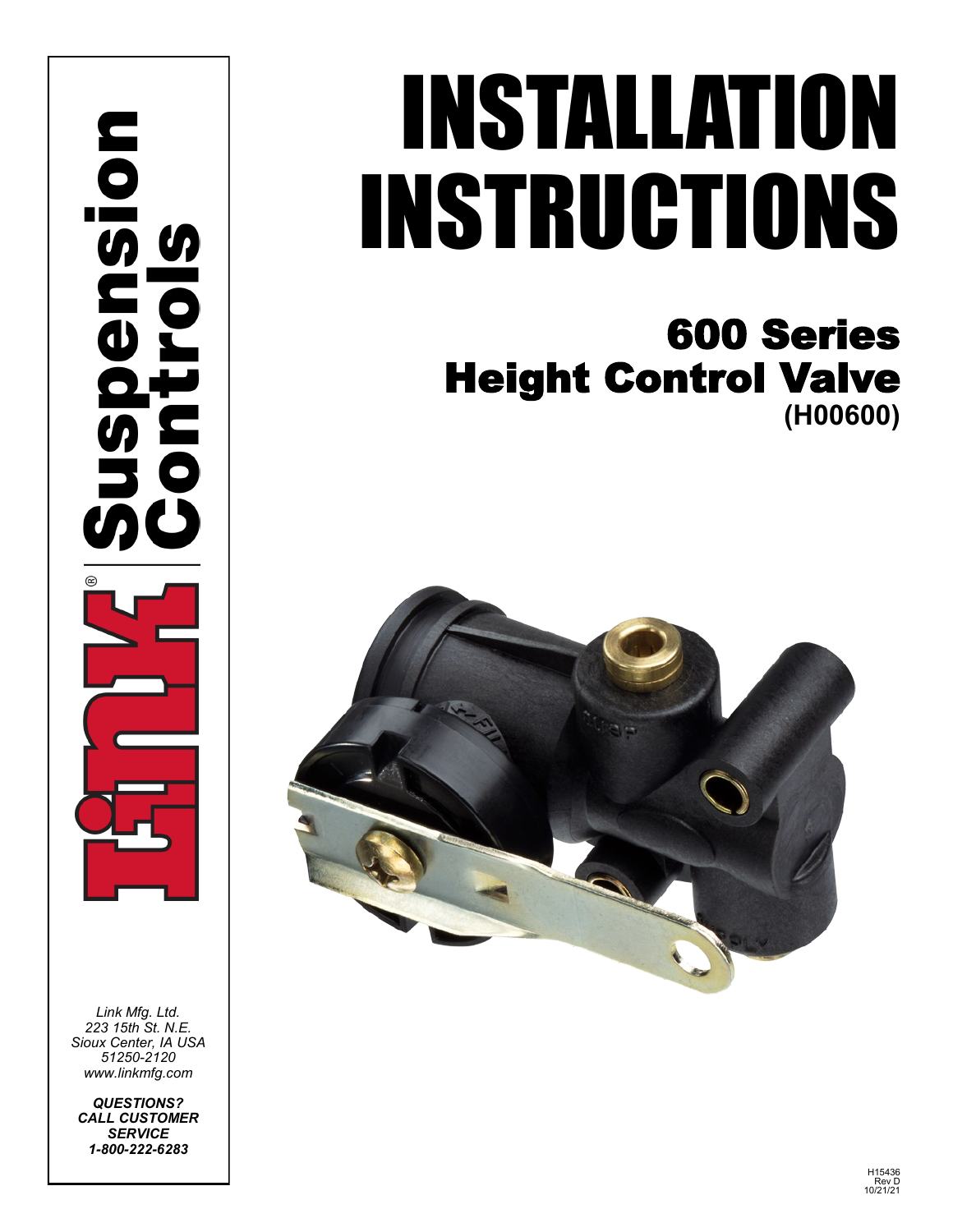# INSTALLATION INSTRUCTIONS

## 600 Series Height Control Valve

**(H00600)**

Link® Suspension Controls

*Link Mfg. Ltd.*
*223 15th St. N.E.*
*Sioux Center, IA USA*
*51250-2120*
*www.linkmfg.com*

***QUESTIONS?***
***CALL CUSTOMER SERVICE***
***1-800-222-6283***

H15436
Rev D
10/21/21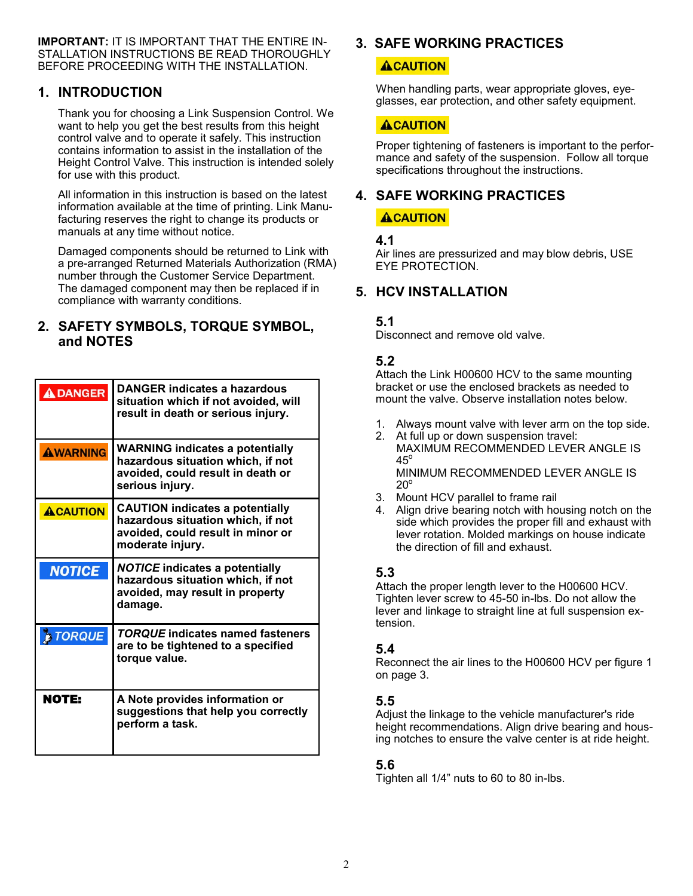**IMPORTANT:** IT IS IMPORTANT THAT THE ENTIRE INSTALLATION INSTRUCTIONS BE READ THOROUGHLY BEFORE PROCEEDING WITH THE INSTALLATION.

## 1. INTRODUCTION

Thank you for choosing a Link Suspension Control. We want to help you get the best results from this height control valve and to operate it safely. This instruction contains information to assist in the installation of the Height Control Valve. This instruction is intended solely for use with this product.

All information in this instruction is based on the latest information available at the time of printing. Link Manufacturing reserves the right to change its products or manuals at any time without notice.

Damaged components should be returned to Link with a pre-arranged Returned Materials Authorization (RMA) number through the Customer Service Department. The damaged component may then be replaced if in compliance with warranty conditions.

## 2. SAFETY SYMBOLS, TORQUE SYMBOL, and NOTES

| | |
|---|---|
| **⚠DANGER** | **DANGER indicates a hazardous situation which if not avoided, will result in death or serious injury.** |
| **⚠WARNING** | **WARNING indicates a potentially hazardous situation which, if not avoided, could result in death or serious injury.** |
| **⚠CAUTION** | **CAUTION indicates a potentially hazardous situation which, if not avoided, could result in minor or moderate injury.** |
| ***NOTICE*** | ***NOTICE* indicates a potentially hazardous situation which, if not avoided, may result in property damage.** |
| ***TORQUE*** | ***TORQUE* indicates named fasteners are to be tightened to a specified torque value.** |
| **NOTE:** | **A Note provides information or suggestions that help you correctly perform a task.** |

## 3. SAFE WORKING PRACTICES

**⚠CAUTION**

When handling parts, wear appropriate gloves, eyeglasses, ear protection, and other safety equipment.

**⚠CAUTION**

Proper tightening of fasteners is important to the performance and safety of the suspension. Follow all torque specifications throughout the instructions.

## 4. SAFE WORKING PRACTICES

**⚠CAUTION**

### 4.1

Air lines are pressurized and may blow debris, USE EYE PROTECTION.

## 5. HCV INSTALLATION

### 5.1

Disconnect and remove old valve.

### 5.2

Attach the Link H00600 HCV to the same mounting bracket or use the enclosed brackets as needed to mount the valve. Observe installation notes below.

1. Always mount valve with lever arm on the top side.
2. At full up or down suspension travel:
   MAXIMUM RECOMMENDED LEVER ANGLE IS $45^{\circ}$
   MINIMUM RECOMMENDED LEVER ANGLE IS $20^{\circ}$
3. Mount HCV parallel to frame rail
4. Align drive bearing notch with housing notch on the side which provides the proper fill and exhaust with lever rotation. Molded markings on house indicate the direction of fill and exhaust.

### 5.3

Attach the proper length lever to the H00600 HCV. Tighten lever screw to 45-50 in-lbs. Do not allow the lever and linkage to straight line at full suspension extension.

### 5.4

Reconnect the air lines to the H00600 HCV per figure 1 on page 3.

### 5.5

Adjust the linkage to the vehicle manufacturer's ride height recommendations. Align drive bearing and housing notches to ensure the valve center is at ride height.

### 5.6

Tighten all 1/4” nuts to 60 to 80 in-lbs.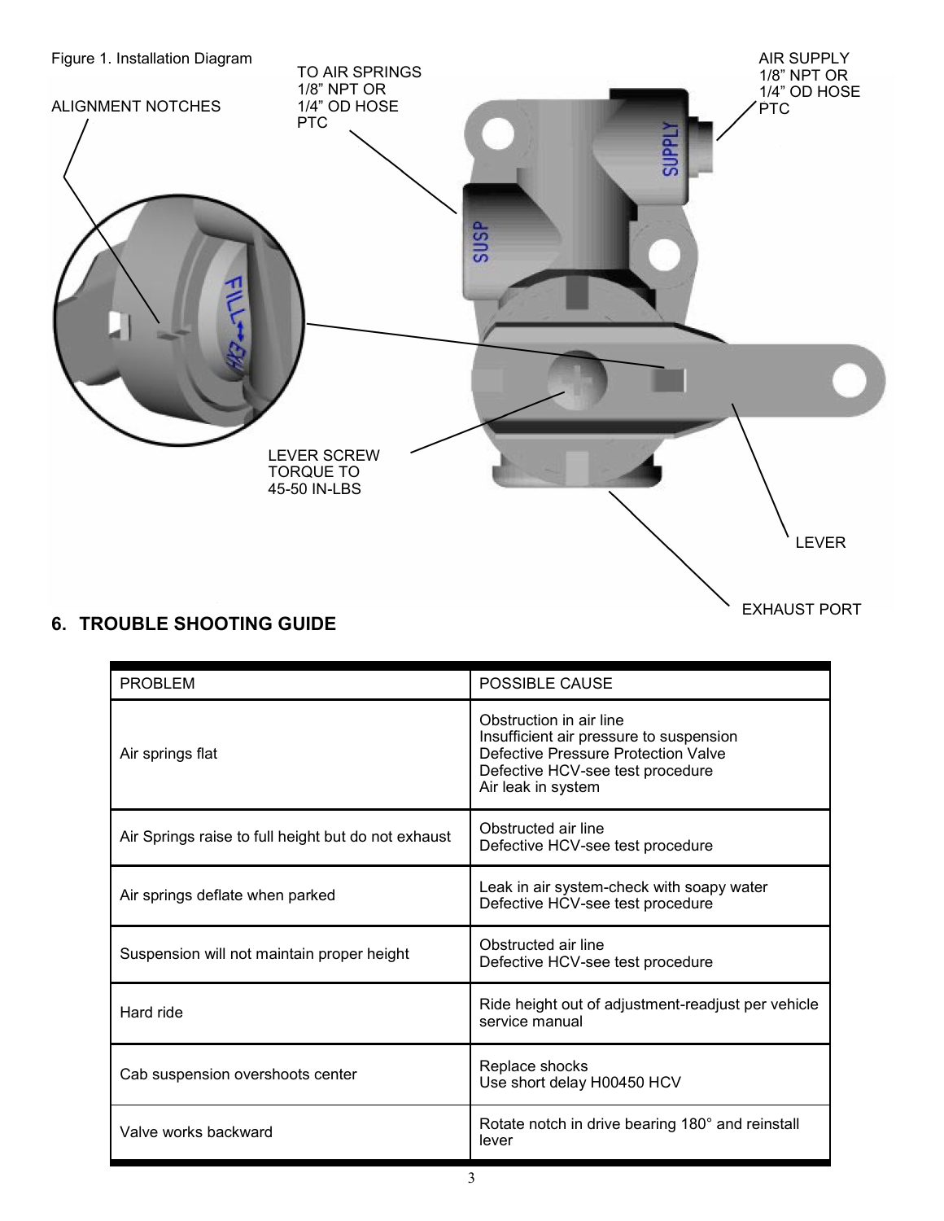Figure 1. Installation Diagram

ALIGNMENT NOTCHES

TO AIR SPRINGS
1/8" NPT OR
1/4" OD HOSE
PTC

AIR SUPPLY
1/8" NPT OR
1/4" OD HOSE
PTC

LEVER SCREW
TORQUE TO
45-50 IN-LBS

LEVER

EXHAUST PORT

## 6. TROUBLE SHOOTING GUIDE

| PROBLEM | POSSIBLE CAUSE |
| --- | --- |
| Air springs flat | Obstruction in air line<br>Insufficient air pressure to suspension<br>Defective Pressure Protection Valve<br>Defective HCV-see test procedure<br>Air leak in system |
| Air Springs raise to full height but do not exhaust | Obstructed air line<br>Defective HCV-see test procedure |
| Air springs deflate when parked | Leak in air system-check with soapy water<br>Defective HCV-see test procedure |
| Suspension will not maintain proper height | Obstructed air line<br>Defective HCV-see test procedure |
| Hard ride | Ride height out of adjustment-readjust per vehicle service manual |
| Cab suspension overshoots center | Replace shocks<br>Use short delay H00450 HCV |
| Valve works backward | Rotate notch in drive bearing 180° and reinstall lever |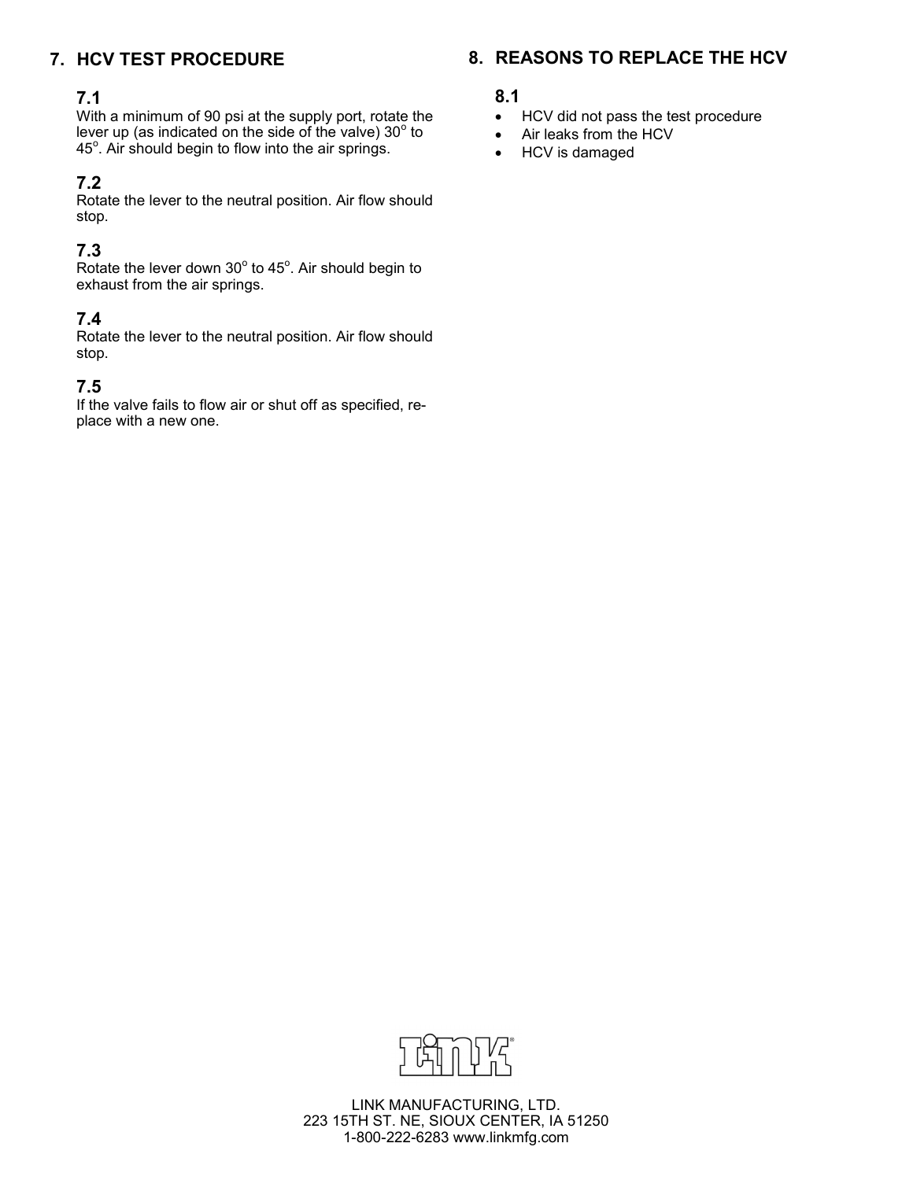## 7. HCV TEST PROCEDURE

### 7.1

With a minimum of 90 psi at the supply port, rotate the lever up (as indicated on the side of the valve) 30° to 45°. Air should begin to flow into the air springs.

### 7.2

Rotate the lever to the neutral position. Air flow should stop.

### 7.3

Rotate the lever down 30° to 45°. Air should begin to exhaust from the air springs.

### 7.4

Rotate the lever to the neutral position. Air flow should stop.

### 7.5

If the valve fails to flow air or shut off as specified, replace with a new one.

## 8. REASONS TO REPLACE THE HCV

### 8.1

- HCV did not pass the test procedure
- Air leaks from the HCV
- HCV is damaged

LINK MANUFACTURING, LTD.
223 15TH ST. NE, SIOUX CENTER, IA 51250
1-800-222-6283 www.linkmfg.com